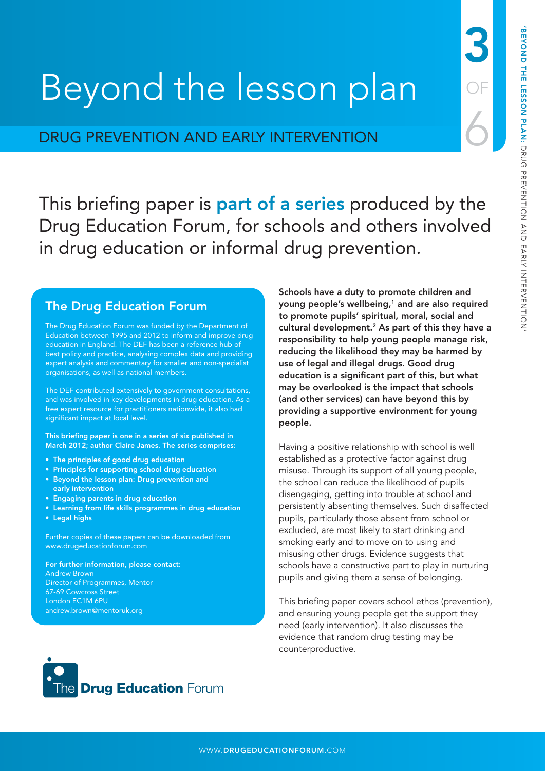# Beyond the lesson plan

## DRUG PREVENTION AND EARLY INTERVENTION

3 OF 6

This briefing paper is **part of a series** produced by the Drug Education Forum, for schools and others involved in drug education or informal drug prevention.

### The Drug Education Forum

The Drug Education Forum was funded by the Department of Education between 1995 and 2012 to inform and improve drug education in England. The DEF has been a reference hub of best policy and practice, analysing complex data and providing expert analysis and commentary for smaller and non-specialist organisations, as well as national members.

The DEF contributed extensively to government consultations, and was involved in key developments in drug education. As a free expert resource for practitioners nationwide, it also had significant impact at local level.

**This briefing paper is one in a series of six published in March 2012; author Claire James. The series comprises:**

- **The principles of good drug education**
- **Principles for supporting school drug education**
- **Beyond the lesson plan: Drug prevention and early intervention**
- **Engaging parents in drug education**
- **Learning from life skills programmes in drug education**
- **Legal highs**

Further copies of these papers can be downloaded from www.drugeducationforum.com

**For further information, please contact:**
Andrew Brown
Director of Programmes, Mentor
67-69 Cowcross Street
London EC1M 6PU
andrew.brown@mentoruk.org

**Schools have a duty to promote children and young people's wellbeing,[1] and are also required to promote pupils' spiritual, moral, social and cultural development.[2] As part of this they have a responsibility to help young people manage risk, reducing the likelihood they may be harmed by use of legal and illegal drugs. Good drug education is a significant part of this, but what may be overlooked is the impact that schools (and other services) can have beyond this by providing a supportive environment for young people.**

Having a positive relationship with school is well established as a protective factor against drug misuse. Through its support of all young people, the school can reduce the likelihood of pupils disengaging, getting into trouble at school and persistently absenting themselves. Such disaffected pupils, particularly those absent from school or excluded, are most likely to start drinking and smoking early and to move on to using and misusing other drugs. Evidence suggests that schools have a constructive part to play in nurturing pupils and giving them a sense of belonging.

This briefing paper covers school ethos (prevention), and ensuring young people get the support they need (early intervention). It also discusses the evidence that random drug testing may be counterproductive.

The **Drug Education** Forum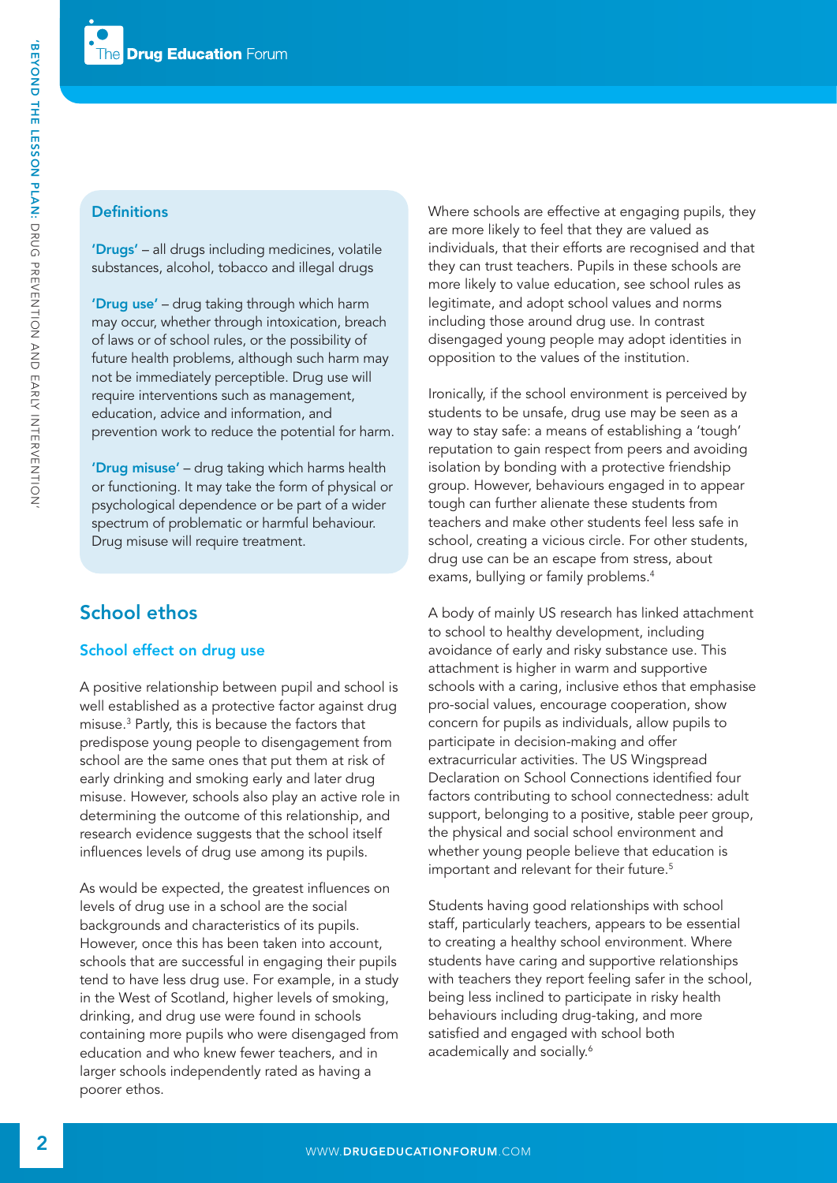### Definitions

**'Drugs'** – all drugs including medicines, volatile substances, alcohol, tobacco and illegal drugs

**'Drug use'** – drug taking through which harm may occur, whether through intoxication, breach of laws or of school rules, or the possibility of future health problems, although such harm may not be immediately perceptible. Drug use will require interventions such as management, education, advice and information, and prevention work to reduce the potential for harm.

**'Drug misuse'** – drug taking which harms health or functioning. It may take the form of physical or psychological dependence or be part of a wider spectrum of problematic or harmful behaviour. Drug misuse will require treatment.

## School ethos

### School effect on drug use

A positive relationship between pupil and school is well established as a protective factor against drug misuse.[3] Partly, this is because the factors that predispose young people to disengagement from school are the same ones that put them at risk of early drinking and smoking early and later drug misuse. However, schools also play an active role in determining the outcome of this relationship, and research evidence suggests that the school itself influences levels of drug use among its pupils.

As would be expected, the greatest influences on levels of drug use in a school are the social backgrounds and characteristics of its pupils. However, once this has been taken into account, schools that are successful in engaging their pupils tend to have less drug use. For example, in a study in the West of Scotland, higher levels of smoking, drinking, and drug use were found in schools containing more pupils who were disengaged from education and who knew fewer teachers, and in larger schools independently rated as having a poorer ethos.

Where schools are effective at engaging pupils, they are more likely to feel that they are valued as individuals, that their efforts are recognised and that they can trust teachers. Pupils in these schools are more likely to value education, see school rules as legitimate, and adopt school values and norms including those around drug use. In contrast disengaged young people may adopt identities in opposition to the values of the institution.

Ironically, if the school environment is perceived by students to be unsafe, drug use may be seen as a way to stay safe: a means of establishing a 'tough' reputation to gain respect from peers and avoiding isolation by bonding with a protective friendship group. However, behaviours engaged in to appear tough can further alienate these students from teachers and make other students feel less safe in school, creating a vicious circle. For other students, drug use can be an escape from stress, about exams, bullying or family problems.[4]

A body of mainly US research has linked attachment to school to healthy development, including avoidance of early and risky substance use. This attachment is higher in warm and supportive schools with a caring, inclusive ethos that emphasise pro-social values, encourage cooperation, show concern for pupils as individuals, allow pupils to participate in decision-making and offer extracurricular activities. The US Wingspread Declaration on School Connections identified four factors contributing to school connectedness: adult support, belonging to a positive, stable peer group, the physical and social school environment and whether young people believe that education is important and relevant for their future.[5]

Students having good relationships with school staff, particularly teachers, appears to be essential to creating a healthy school environment. Where students have caring and supportive relationships with teachers they report feeling safer in the school, being less inclined to participate in risky health behaviours including drug-taking, and more satisfied and engaged with school both academically and socially.[6]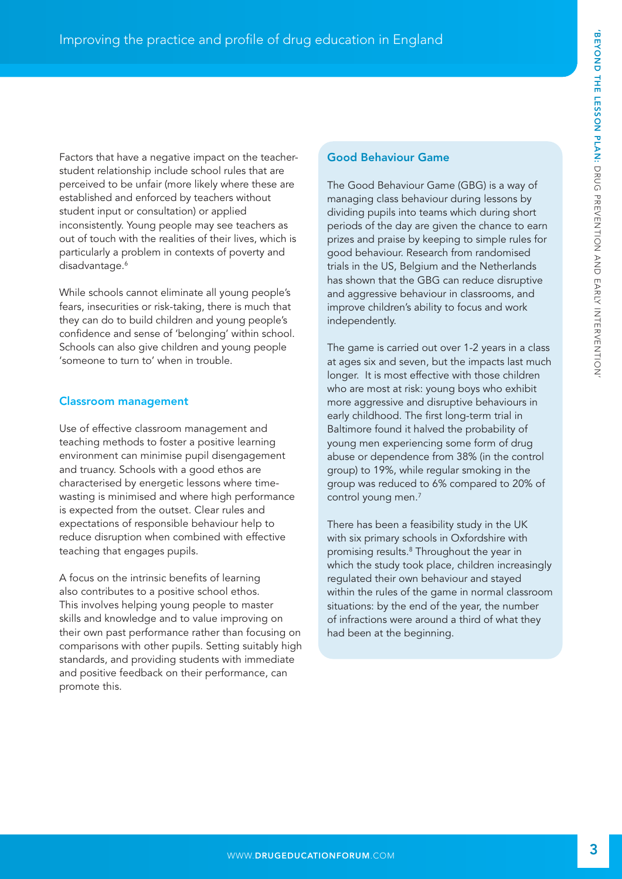Factors that have a negative impact on the teacher-student relationship include school rules that are perceived to be unfair (more likely where these are established and enforced by teachers without student input or consultation) or applied inconsistently. Young people may see teachers as out of touch with the realities of their lives, which is particularly a problem in contexts of poverty and disadvantage.[6]

While schools cannot eliminate all young people's fears, insecurities or risk-taking, there is much that they can do to build children and young people's confidence and sense of 'belonging' within school. Schools can also give children and young people 'someone to turn to' when in trouble.

## Classroom management

Use of effective classroom management and teaching methods to foster a positive learning environment can minimise pupil disengagement and truancy. Schools with a good ethos are characterised by energetic lessons where time-wasting is minimised and where high performance is expected from the outset. Clear rules and expectations of responsible behaviour help to reduce disruption when combined with effective teaching that engages pupils.

A focus on the intrinsic benefits of learning also contributes to a positive school ethos. This involves helping young people to master skills and knowledge and to value improving on their own past performance rather than focusing on comparisons with other pupils. Setting suitably high standards, and providing students with immediate and positive feedback on their performance, can promote this.

## Good Behaviour Game

The Good Behaviour Game (GBG) is a way of managing class behaviour during lessons by dividing pupils into teams which during short periods of the day are given the chance to earn prizes and praise by keeping to simple rules for good behaviour. Research from randomised trials in the US, Belgium and the Netherlands has shown that the GBG can reduce disruptive and aggressive behaviour in classrooms, and improve children's ability to focus and work independently.

The game is carried out over 1-2 years in a class at ages six and seven, but the impacts last much longer. It is most effective with those children who are most at risk: young boys who exhibit more aggressive and disruptive behaviours in early childhood. The first long-term trial in Baltimore found it halved the probability of young men experiencing some form of drug abuse or dependence from 38% (in the control group) to 19%, while regular smoking in the group was reduced to 6% compared to 20% of control young men.[7]

There has been a feasibility study in the UK with six primary schools in Oxfordshire with promising results.[8] Throughout the year in which the study took place, children increasingly regulated their own behaviour and stayed within the rules of the game in normal classroom situations: by the end of the year, the number of infractions were around a third of what they had been at the beginning.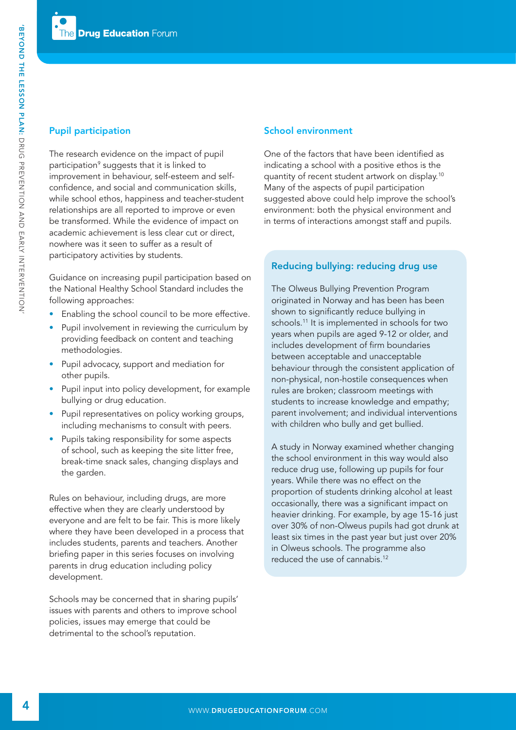## Pupil participation

The research evidence on the impact of pupil participation[9] suggests that it is linked to improvement in behaviour, self-esteem and self-confidence, and social and communication skills, while school ethos, happiness and teacher-student relationships are all reported to improve or even be transformed. While the evidence of impact on academic achievement is less clear cut or direct, nowhere was it seen to suffer as a result of participatory activities by students.

Guidance on increasing pupil participation based on the National Healthy School Standard includes the following approaches:

- Enabling the school council to be more effective.
- Pupil involvement in reviewing the curriculum by providing feedback on content and teaching methodologies.
- Pupil advocacy, support and mediation for other pupils.
- Pupil input into policy development, for example bullying or drug education.
- Pupil representatives on policy working groups, including mechanisms to consult with peers.
- Pupils taking responsibility for some aspects of school, such as keeping the site litter free, break-time snack sales, changing displays and the garden.

Rules on behaviour, including drugs, are more effective when they are clearly understood by everyone and are felt to be fair. This is more likely where they have been developed in a process that includes students, parents and teachers. Another briefing paper in this series focuses on involving parents in drug education including policy development.

Schools may be concerned that in sharing pupils' issues with parents and others to improve school policies, issues may emerge that could be detrimental to the school's reputation.

## School environment

One of the factors that have been identified as indicating a school with a positive ethos is the quantity of recent student artwork on display.[10] Many of the aspects of pupil participation suggested above could help improve the school's environment: both the physical environment and in terms of interactions amongst staff and pupils.

### Reducing bullying: reducing drug use

The Olweus Bullying Prevention Program originated in Norway and has been has been shown to significantly reduce bullying in schools.[11] It is implemented in schools for two years when pupils are aged 9-12 or older, and includes development of firm boundaries between acceptable and unacceptable behaviour through the consistent application of non-physical, non-hostile consequences when rules are broken; classroom meetings with students to increase knowledge and empathy; parent involvement; and individual interventions with children who bully and get bullied.

A study in Norway examined whether changing the school environment in this way would also reduce drug use, following up pupils for four years. While there was no effect on the proportion of students drinking alcohol at least occasionally, there was a significant impact on heavier drinking. For example, by age 15-16 just over 30% of non-Olweus pupils had got drunk at least six times in the past year but just over 20% in Olweus schools. The programme also reduced the use of cannabis.[12]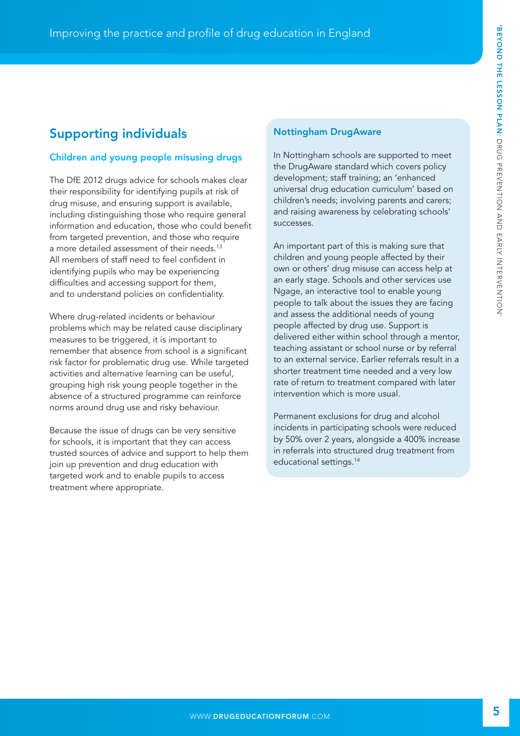## Supporting individuals

### Children and young people misusing drugs

The DfE 2012 drugs advice for schools makes clear their responsibility for identifying pupils at risk of drug misuse, and ensuring support is available, including distinguishing those who require general information and education, those who could benefit from targeted prevention, and those who require a more detailed assessment of their needs.[13] All members of staff need to feel confident in identifying pupils who may be experiencing difficulties and accessing support for them, and to understand policies on confidentiality.

Where drug-related incidents or behaviour problems which may be related cause disciplinary measures to be triggered, it is important to remember that absence from school is a significant risk factor for problematic drug use. While targeted activities and alternative learning can be useful, grouping high risk young people together in the absence of a structured programme can reinforce norms around drug use and risky behaviour.

Because the issue of drugs can be very sensitive for schools, it is important that they can access trusted sources of advice and support to help them join up prevention and drug education with targeted work and to enable pupils to access treatment where appropriate.

### Nottingham DrugAware

In Nottingham schools are supported to meet the DrugAware standard which covers policy development; staff training; an 'enhanced universal drug education curriculum' based on children's needs; involving parents and carers; and raising awareness by celebrating schools' successes.

An important part of this is making sure that children and young people affected by their own or others' drug misuse can access help at an early stage. Schools and other services use Ngage, an interactive tool to enable young people to talk about the issues they are facing and assess the additional needs of young people affected by drug use. Support is delivered either within school through a mentor, teaching assistant or school nurse or by referral to an external service. Earlier referrals result in a shorter treatment time needed and a very low rate of return to treatment compared with later intervention which is more usual.

Permanent exclusions for drug and alcohol incidents in participating schools were reduced by 50% over 2 years, alongside a 400% increase in referrals into structured drug treatment from educational settings.[14]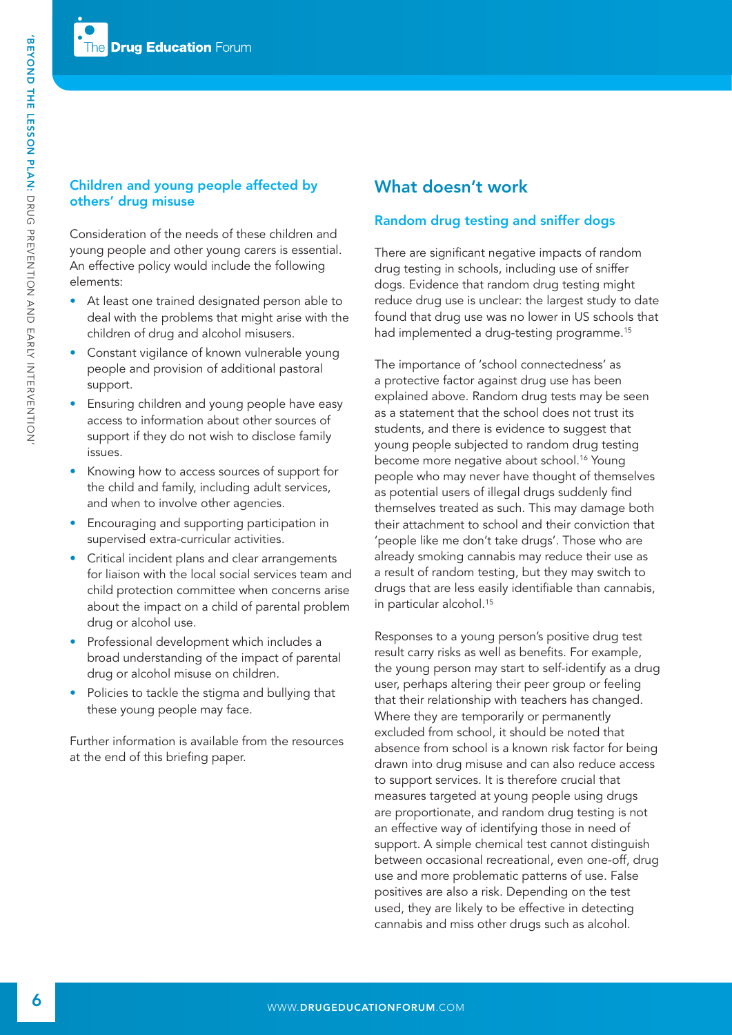### Children and young people affected by others' drug misuse

Consideration of the needs of these children and young people and other young carers is essential. An effective policy would include the following elements:

- At least one trained designated person able to deal with the problems that might arise with the children of drug and alcohol misusers.
- Constant vigilance of known vulnerable young people and provision of additional pastoral support.
- Ensuring children and young people have easy access to information about other sources of support if they do not wish to disclose family issues.
- Knowing how to access sources of support for the child and family, including adult services, and when to involve other agencies.
- Encouraging and supporting participation in supervised extra-curricular activities.
- Critical incident plans and clear arrangements for liaison with the local social services team and child protection committee when concerns arise about the impact on a child of parental problem drug or alcohol use.
- Professional development which includes a broad understanding of the impact of parental drug or alcohol misuse on children.
- Policies to tackle the stigma and bullying that these young people may face.

Further information is available from the resources at the end of this briefing paper.

## What doesn't work

### Random drug testing and sniffer dogs

There are significant negative impacts of random drug testing in schools, including use of sniffer dogs. Evidence that random drug testing might reduce drug use is unclear: the largest study to date found that drug use was no lower in US schools that had implemented a drug-testing programme.[15]

The importance of 'school connectedness' as a protective factor against drug use has been explained above. Random drug tests may be seen as a statement that the school does not trust its students, and there is evidence to suggest that young people subjected to random drug testing become more negative about school.[16] Young people who may never have thought of themselves as potential users of illegal drugs suddenly find themselves treated as such. This may damage both their attachment to school and their conviction that 'people like me don't take drugs'. Those who are already smoking cannabis may reduce their use as a result of random testing, but they may switch to drugs that are less easily identifiable than cannabis, in particular alcohol.[15]

Responses to a young person's positive drug test result carry risks as well as benefits. For example, the young person may start to self-identify as a drug user, perhaps altering their peer group or feeling that their relationship with teachers has changed. Where they are temporarily or permanently excluded from school, it should be noted that absence from school is a known risk factor for being drawn into drug misuse and can also reduce access to support services. It is therefore crucial that measures targeted at young people using drugs are proportionate, and random drug testing is not an effective way of identifying those in need of support. A simple chemical test cannot distinguish between occasional recreational, even one-off, drug use and more problematic patterns of use. False positives are also a risk. Depending on the test used, they are likely to be effective in detecting cannabis and miss other drugs such as alcohol.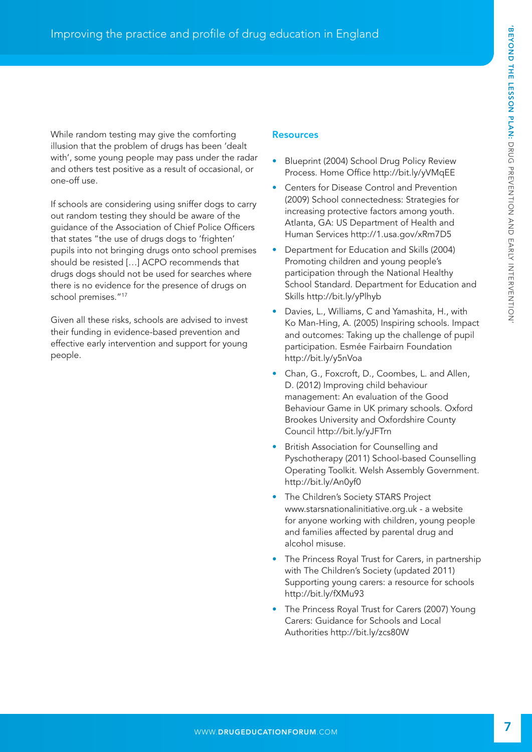While random testing may give the comforting illusion that the problem of drugs has been 'dealt with', some young people may pass under the radar and others test positive as a result of occasional, or one-off use.

If schools are considering using sniffer dogs to carry out random testing they should be aware of the guidance of the Association of Chief Police Officers that states "the use of drugs dogs to 'frighten' pupils into not bringing drugs onto school premises should be resisted […] ACPO recommends that drugs dogs should not be used for searches where there is no evidence for the presence of drugs on school premises."[17]

Given all these risks, schools are advised to invest their funding in evidence-based prevention and effective early intervention and support for young people.

### Resources

- Blueprint (2004) School Drug Policy Review Process. Home Office http://bit.ly/yVMqEE
- Centers for Disease Control and Prevention (2009) School connectedness: Strategies for increasing protective factors among youth. Atlanta, GA: US Department of Health and Human Services http://1.usa.gov/xRm7D5
- Department for Education and Skills (2004) Promoting children and young people's participation through the National Healthy School Standard. Department for Education and Skills http://bit.ly/yPlhyb
- Davies, L., Williams, C and Yamashita, H., with Ko Man-Hing, A. (2005) Inspiring schools. Impact and outcomes: Taking up the challenge of pupil participation. Esmée Fairbairn Foundation http://bit.ly/y5nVoa
- Chan, G., Foxcroft, D., Coombes, L. and Allen, D. (2012) Improving child behaviour management: An evaluation of the Good Behaviour Game in UK primary schools. Oxford Brookes University and Oxfordshire County Council http://bit.ly/yJFTrn
- British Association for Counselling and Pyschotherapy (2011) School-based Counselling Operating Toolkit. Welsh Assembly Government. http://bit.ly/An0yf0
- The Children's Society STARS Project www.starsnationalinitiative.org.uk - a website for anyone working with children, young people and families affected by parental drug and alcohol misuse.
- The Princess Royal Trust for Carers, in partnership with The Children's Society (updated 2011) Supporting young carers: a resource for schools http://bit.ly/fXMu93
- The Princess Royal Trust for Carers (2007) Young Carers: Guidance for Schools and Local Authorities http://bit.ly/zcs80W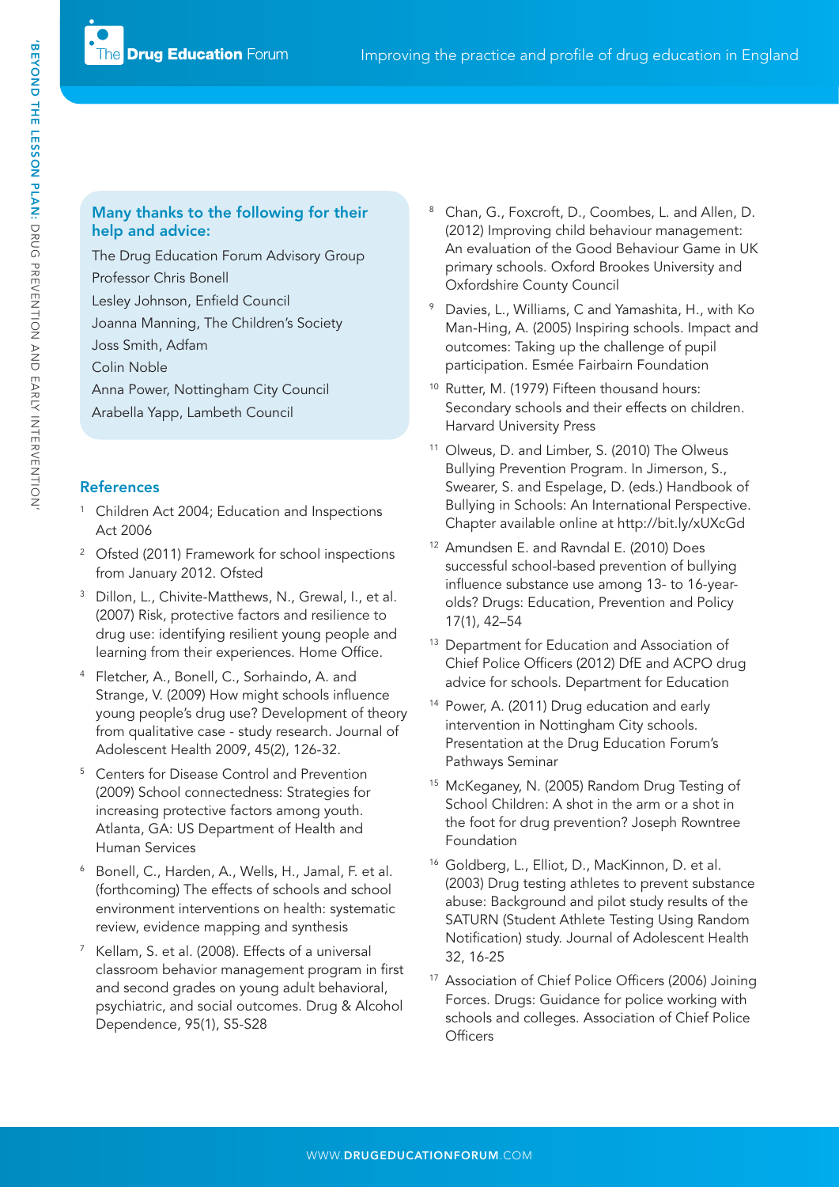## Many thanks to the following for their help and advice:

The Drug Education Forum Advisory Group
Professor Chris Bonell
Lesley Johnson, Enfield Council
Joanna Manning, The Children's Society
Joss Smith, Adfam
Colin Noble
Anna Power, Nottingham City Council
Arabella Yapp, Lambeth Council

## References

1. Children Act 2004; Education and Inspections Act 2006
2. Ofsted (2011) Framework for school inspections from January 2012. Ofsted
3. Dillon, L., Chivite-Matthews, N., Grewal, I., et al. (2007) Risk, protective factors and resilience to drug use: identifying resilient young people and learning from their experiences. Home Office.
4. Fletcher, A., Bonell, C., Sorhaindo, A. and Strange, V. (2009) How might schools influence young people's drug use? Development of theory from qualitative case - study research. Journal of Adolescent Health 2009, 45(2), 126-32.
5. Centers for Disease Control and Prevention (2009) School connectedness: Strategies for increasing protective factors among youth. Atlanta, GA: US Department of Health and Human Services
6. Bonell, C., Harden, A., Wells, H., Jamal, F. et al. (forthcoming) The effects of schools and school environment interventions on health: systematic review, evidence mapping and synthesis
7. Kellam, S. et al. (2008). Effects of a universal classroom behavior management program in first and second grades on young adult behavioral, psychiatric, and social outcomes. Drug & Alcohol Dependence, 95(1), S5-S28
8. Chan, G., Foxcroft, D., Coombes, L. and Allen, D. (2012) Improving child behaviour management: An evaluation of the Good Behaviour Game in UK primary schools. Oxford Brookes University and Oxfordshire County Council
9. Davies, L., Williams, C and Yamashita, H., with Ko Man-Hing, A. (2005) Inspiring schools. Impact and outcomes: Taking up the challenge of pupil participation. Esmée Fairbairn Foundation
10. Rutter, M. (1979) Fifteen thousand hours: Secondary schools and their effects on children. Harvard University Press
11. Olweus, D. and Limber, S. (2010) The Olweus Bullying Prevention Program. In Jimerson, S., Swearer, S. and Espelage, D. (eds.) Handbook of Bullying in Schools: An International Perspective. Chapter available online at http://bit.ly/xUXcGd
12. Amundsen E. and Ravndal E. (2010) Does successful school-based prevention of bullying influence substance use among 13- to 16-year-olds? Drugs: Education, Prevention and Policy 17(1), 42–54
13. Department for Education and Association of Chief Police Officers (2012) DfE and ACPO drug advice for schools. Department for Education
14. Power, A. (2011) Drug education and early intervention in Nottingham City schools. Presentation at the Drug Education Forum's Pathways Seminar
15. McKeganey, N. (2005) Random Drug Testing of School Children: A shot in the arm or a shot in the foot for drug prevention? Joseph Rowntree Foundation
16. Goldberg, L., Elliot, D., MacKinnon, D. et al. (2003) Drug testing athletes to prevent substance abuse: Background and pilot study results of the SATURN (Student Athlete Testing Using Random Notification) study. Journal of Adolescent Health 32, 16-25
17. Association of Chief Police Officers (2006) Joining Forces. Drugs: Guidance for police working with schools and colleges. Association of Chief Police Officers